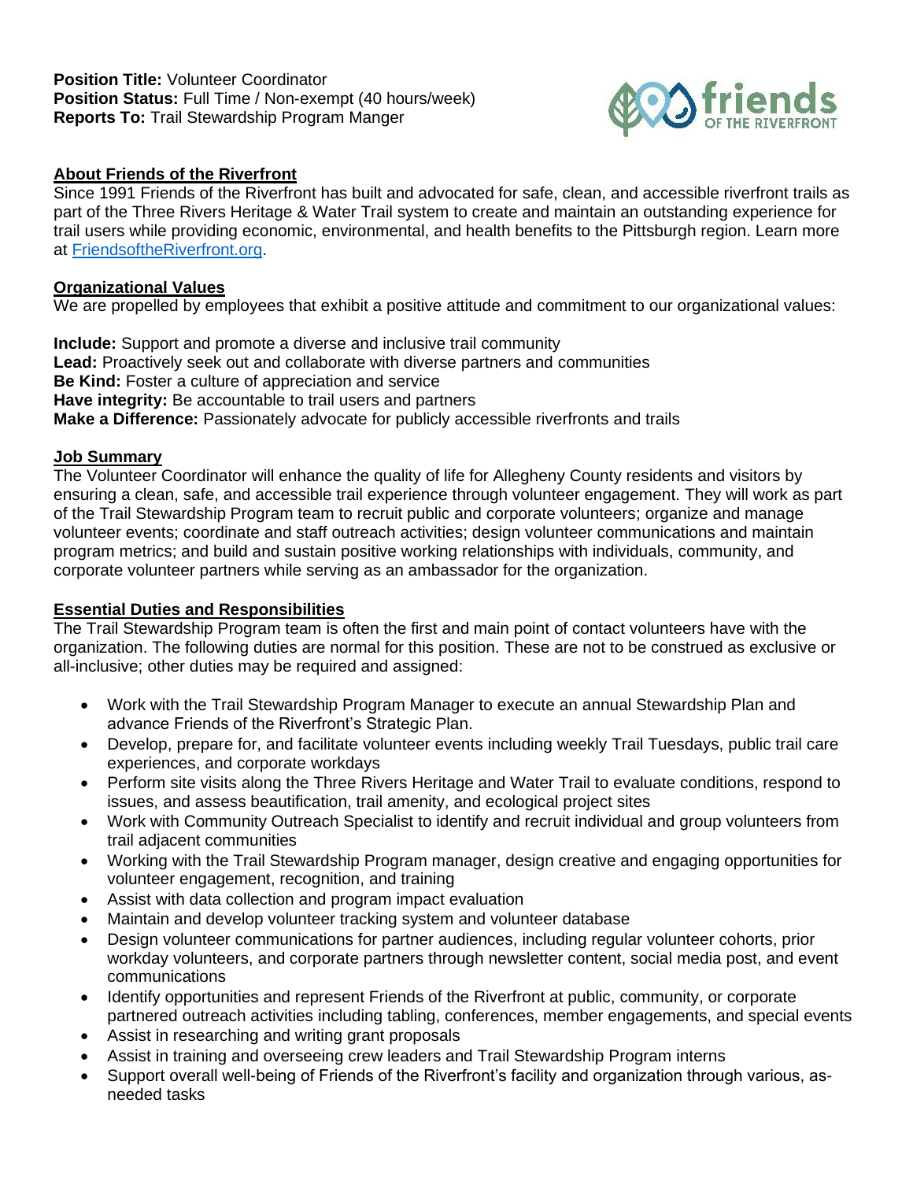**Position Title:** Volunteer Coordinator
**Position Status:** Full Time / Non-exempt (40 hours/week)
**Reports To:** Trail Stewardship Program Manger

## About Friends of the Riverfront

Since 1991 Friends of the Riverfront has built and advocated for safe, clean, and accessible riverfront trails as part of the Three Rivers Heritage & Water Trail system to create and maintain an outstanding experience for trail users while providing economic, environmental, and health benefits to the Pittsburgh region. Learn more at FriendsoftheRiverfront.org.

## Organizational Values

We are propelled by employees that exhibit a positive attitude and commitment to our organizational values:

**Include:** Support and promote a diverse and inclusive trail community
**Lead:** Proactively seek out and collaborate with diverse partners and communities
**Be Kind:** Foster a culture of appreciation and service
**Have integrity:** Be accountable to trail users and partners
**Make a Difference:** Passionately advocate for publicly accessible riverfronts and trails

## Job Summary

The Volunteer Coordinator will enhance the quality of life for Allegheny County residents and visitors by ensuring a clean, safe, and accessible trail experience through volunteer engagement. They will work as part of the Trail Stewardship Program team to recruit public and corporate volunteers; organize and manage volunteer events; coordinate and staff outreach activities; design volunteer communications and maintain program metrics; and build and sustain positive working relationships with individuals, community, and corporate volunteer partners while serving as an ambassador for the organization.

## Essential Duties and Responsibilities

The Trail Stewardship Program team is often the first and main point of contact volunteers have with the organization. The following duties are normal for this position. These are not to be construed as exclusive or all-inclusive; other duties may be required and assigned:

- Work with the Trail Stewardship Program Manager to execute an annual Stewardship Plan and advance Friends of the Riverfront's Strategic Plan.
- Develop, prepare for, and facilitate volunteer events including weekly Trail Tuesdays, public trail care experiences, and corporate workdays
- Perform site visits along the Three Rivers Heritage and Water Trail to evaluate conditions, respond to issues, and assess beautification, trail amenity, and ecological project sites
- Work with Community Outreach Specialist to identify and recruit individual and group volunteers from trail adjacent communities
- Working with the Trail Stewardship Program manager, design creative and engaging opportunities for volunteer engagement, recognition, and training
- Assist with data collection and program impact evaluation
- Maintain and develop volunteer tracking system and volunteer database
- Design volunteer communications for partner audiences, including regular volunteer cohorts, prior workday volunteers, and corporate partners through newsletter content, social media post, and event communications
- Identify opportunities and represent Friends of the Riverfront at public, community, or corporate partnered outreach activities including tabling, conferences, member engagements, and special events
- Assist in researching and writing grant proposals
- Assist in training and overseeing crew leaders and Trail Stewardship Program interns
- Support overall well-being of Friends of the Riverfront's facility and organization through various, as-needed tasks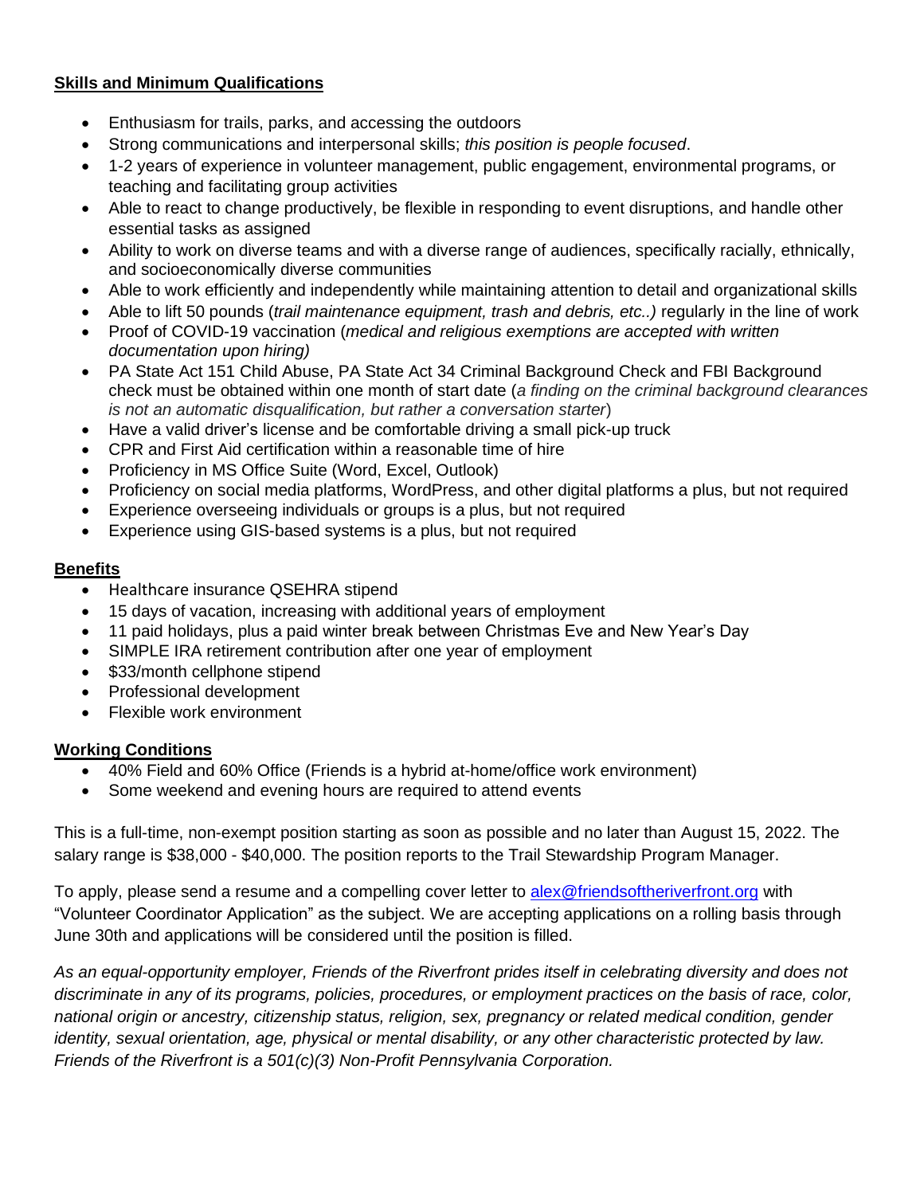**Skills and Minimum Qualifications**

- Enthusiasm for trails, parks, and accessing the outdoors
- Strong communications and interpersonal skills; *this position is people focused*.
- 1-2 years of experience in volunteer management, public engagement, environmental programs, or teaching and facilitating group activities
- Able to react to change productively, be flexible in responding to event disruptions, and handle other essential tasks as assigned
- Ability to work on diverse teams and with a diverse range of audiences, specifically racially, ethnically, and socioeconomically diverse communities
- Able to work efficiently and independently while maintaining attention to detail and organizational skills
- Able to lift 50 pounds (*trail maintenance equipment, trash and debris, etc..)* regularly in the line of work
- Proof of COVID-19 vaccination (*medical and religious exemptions are accepted with written documentation upon hiring)*
- PA State Act 151 Child Abuse, PA State Act 34 Criminal Background Check and FBI Background check must be obtained within one month of start date (*a finding on the criminal background clearances is not an automatic disqualification, but rather a conversation starter*)
- Have a valid driver's license and be comfortable driving a small pick-up truck
- CPR and First Aid certification within a reasonable time of hire
- Proficiency in MS Office Suite (Word, Excel, Outlook)
- Proficiency on social media platforms, WordPress, and other digital platforms a plus, but not required
- Experience overseeing individuals or groups is a plus, but not required
- Experience using GIS-based systems is a plus, but not required

**Benefits**

- Healthcare insurance QSEHRA stipend
- 15 days of vacation, increasing with additional years of employment
- 11 paid holidays, plus a paid winter break between Christmas Eve and New Year's Day
- SIMPLE IRA retirement contribution after one year of employment
- $33/month cellphone stipend
- Professional development
- Flexible work environment

**Working Conditions**

- 40% Field and 60% Office (Friends is a hybrid at-home/office work environment)
- Some weekend and evening hours are required to attend events

This is a full-time, non-exempt position starting as soon as possible and no later than August 15, 2022. The salary range is $38,000 - $40,000. The position reports to the Trail Stewardship Program Manager.

To apply, please send a resume and a compelling cover letter to alex@friendsoftheriverfront.org with "Volunteer Coordinator Application" as the subject. We are accepting applications on a rolling basis through June 30th and applications will be considered until the position is filled.

*As an equal-opportunity employer, Friends of the Riverfront prides itself in celebrating diversity and does not discriminate in any of its programs, policies, procedures, or employment practices on the basis of race, color, national origin or ancestry, citizenship status, religion, sex, pregnancy or related medical condition, gender identity, sexual orientation, age, physical or mental disability, or any other characteristic protected by law. Friends of the Riverfront is a 501(c)(3) Non-Profit Pennsylvania Corporation.*